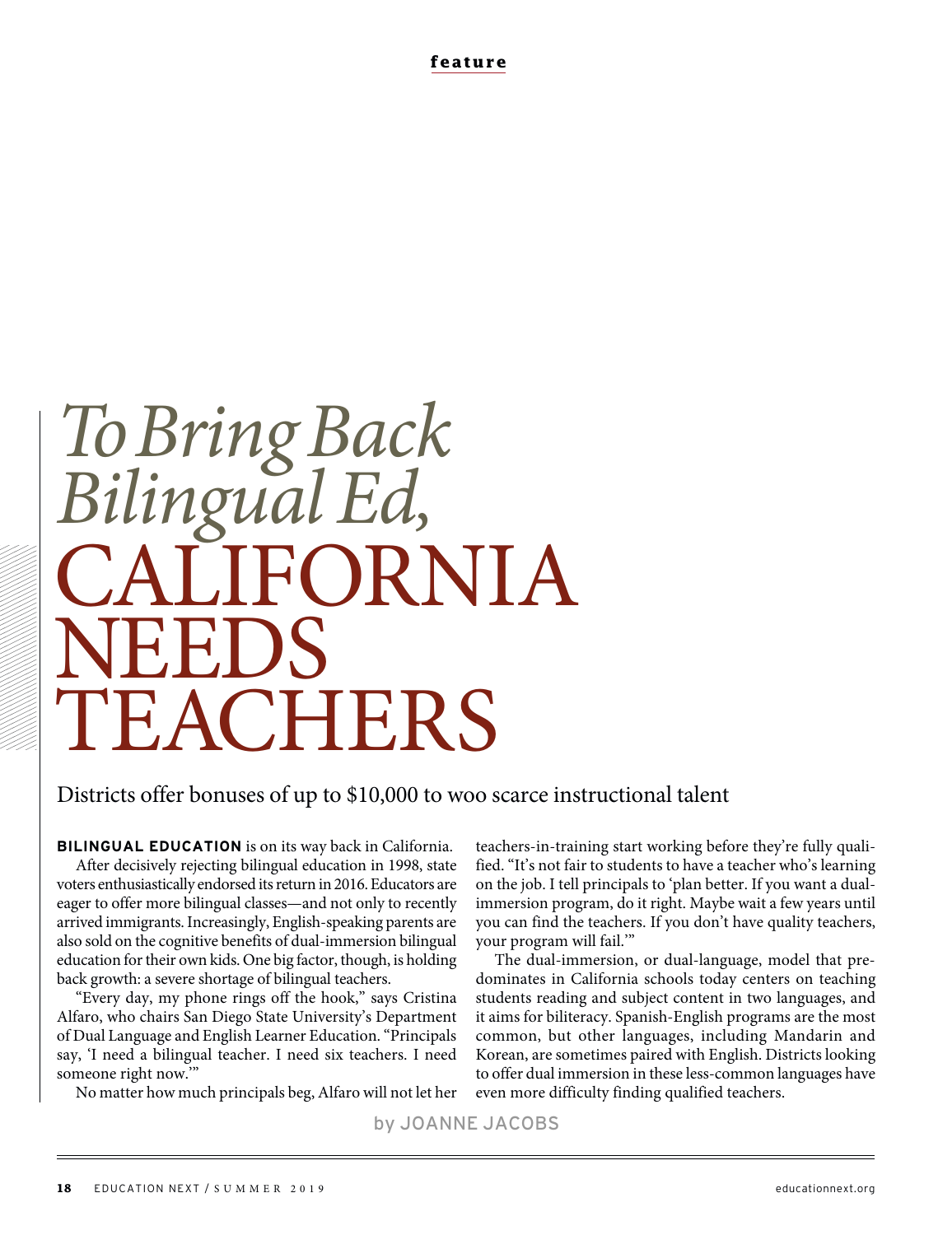feature

# *To Bring Back Bilingual Ed,* CALIFORNIA NEEDS TEACHERS

Districts offer bonuses of up to $10,000 to woo scarce instructional talent

by JOANNE JACOBS

**BILINGUAL EDUCATION** is on its way back in California.

After decisively rejecting bilingual education in 1998, state voters enthusiastically endorsed its return in 2016. Educators are eager to offer more bilingual classes—and not only to recently arrived immigrants. Increasingly, English-speaking parents are also sold on the cognitive benefits of dual-immersion bilingual education for their own kids. One big factor, though, is holding back growth: a severe shortage of bilingual teachers.

"Every day, my phone rings off the hook," says Cristina Alfaro, who chairs San Diego State University's Department of Dual Language and English Learner Education. "Principals say, 'I need a bilingual teacher. I need six teachers. I need someone right now.'"

No matter how much principals beg, Alfaro will not let her teachers-in-training start working before they're fully qualified. "It's not fair to students to have a teacher who's learning on the job. I tell principals to 'plan better. If you want a dual-immersion program, do it right. Maybe wait a few years until you can find the teachers. If you don't have quality teachers, your program will fail.'"

The dual-immersion, or dual-language, model that predominates in California schools today centers on teaching students reading and subject content in two languages, and it aims for biliteracy. Spanish-English programs are the most common, but other languages, including Mandarin and Korean, are sometimes paired with English. Districts looking to offer dual immersion in these less-common languages have even more difficulty finding qualified teachers.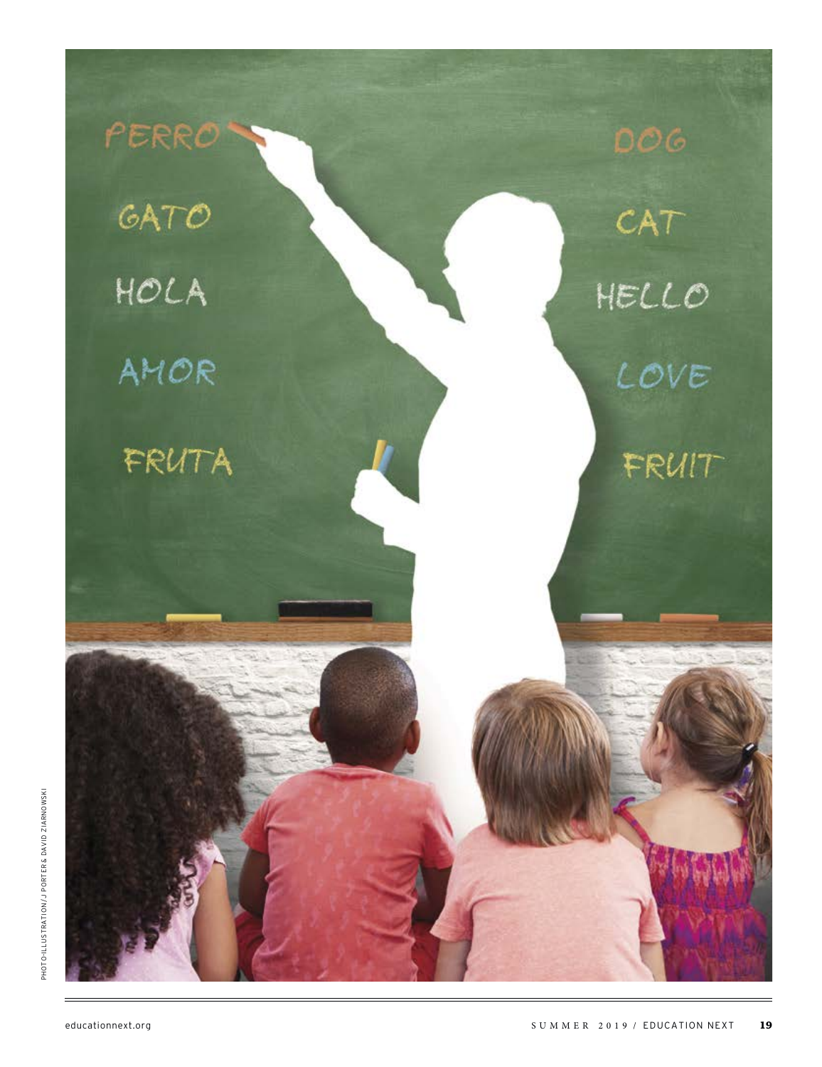PHOTO-ILLUSTRATION / J PORTER & DAVID ZIARNOWSKI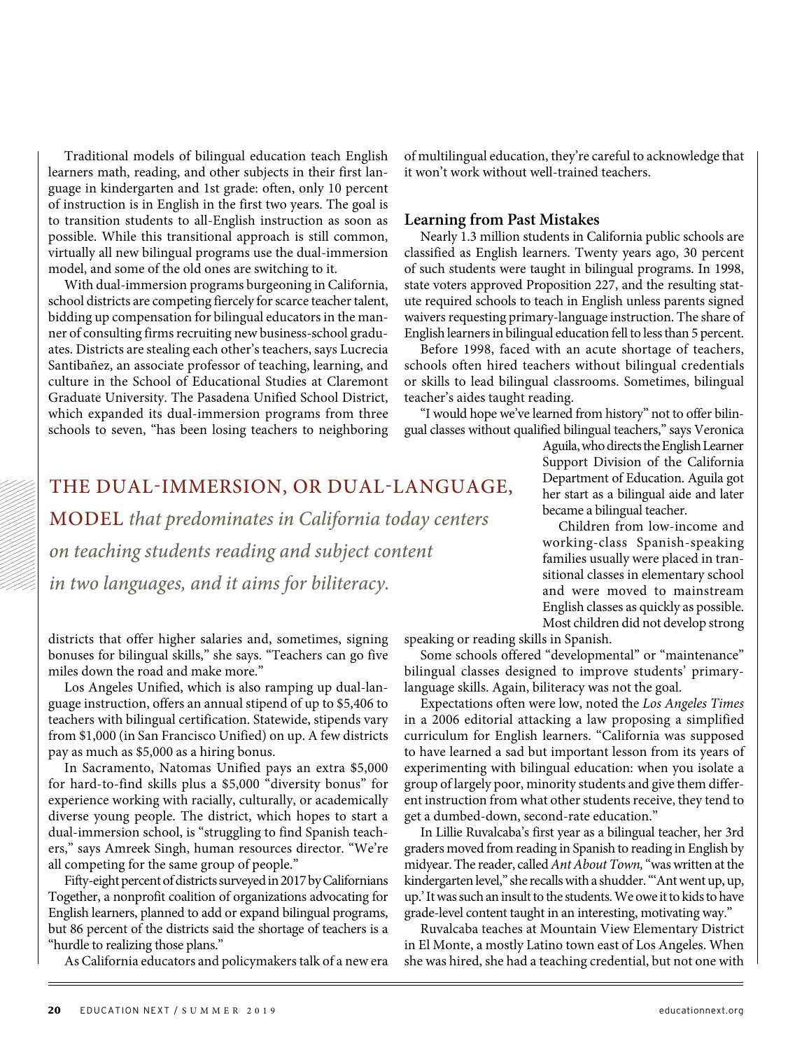Traditional models of bilingual education teach English learners math, reading, and other subjects in their first language in kindergarten and 1st grade: often, only 10 percent of instruction is in English in the first two years. The goal is to transition students to all-English instruction as soon as possible. While this transitional approach is still common, virtually all new bilingual programs use the dual-immersion model, and some of the old ones are switching to it.

With dual-immersion programs burgeoning in California, school districts are competing fiercely for scarce teacher talent, bidding up compensation for bilingual educators in the manner of consulting firms recruiting new business-school graduates. Districts are stealing each other's teachers, says Lucrecia Santibañez, an associate professor of teaching, learning, and culture in the School of Educational Studies at Claremont Graduate University. The Pasadena Unified School District, which expanded its dual-immersion programs from three schools to seven, "has been losing teachers to neighboring districts that offer higher salaries and, sometimes, signing bonuses for bilingual skills," she says. "Teachers can go five miles down the road and make more."

Los Angeles Unified, which is also ramping up dual-language instruction, offers an annual stipend of up to $5,406 to teachers with bilingual certification. Statewide, stipends vary from $1,000 (in San Francisco Unified) on up. A few districts pay as much as $5,000 as a hiring bonus.

In Sacramento, Natomas Unified pays an extra $5,000 for hard-to-find skills plus a $5,000 "diversity bonus" for experience working with racially, culturally, or academically diverse young people. The district, which hopes to start a dual-immersion school, is "struggling to find Spanish teachers," says Amreek Singh, human resources director. "We're all competing for the same group of people."

Fifty-eight percent of districts surveyed in 2017 by Californians Together, a nonprofit coalition of organizations advocating for English learners, planned to add or expand bilingual programs, but 86 percent of the districts said the shortage of teachers is a "hurdle to realizing those plans."

As California educators and policymakers talk of a new era of multilingual education, they're careful to acknowledge that it won't work without well-trained teachers.

> THE DUAL-IMMERSION, OR DUAL-LANGUAGE, MODEL *that predominates in California today centers on teaching students reading and subject content in two languages, and it aims for biliteracy.*

### Learning from Past Mistakes

Nearly 1.3 million students in California public schools are classified as English learners. Twenty years ago, 30 percent of such students were taught in bilingual programs. In 1998, state voters approved Proposition 227, and the resulting statute required schools to teach in English unless parents signed waivers requesting primary-language instruction. The share of English learners in bilingual education fell to less than 5 percent.

Before 1998, faced with an acute shortage of teachers, schools often hired teachers without bilingual credentials or skills to lead bilingual classrooms. Sometimes, bilingual teacher's aides taught reading.

"I would hope we've learned from history" not to offer bilingual classes without qualified bilingual teachers," says Veronica Aguila, who directs the English Learner Support Division of the California Department of Education. Aguila got her start as a bilingual aide and later became a bilingual teacher.

Children from low-income and working-class Spanish-speaking families usually were placed in transitional classes in elementary school and were moved to mainstream English classes as quickly as possible. Most children did not develop strong speaking or reading skills in Spanish.

Some schools offered "developmental" or "maintenance" bilingual classes designed to improve students' primary-language skills. Again, biliteracy was not the goal.

Expectations often were low, noted the *Los Angeles Times* in a 2006 editorial attacking a law proposing a simplified curriculum for English learners. "California was supposed to have learned a sad but important lesson from its years of experimenting with bilingual education: when you isolate a group of largely poor, minority students and give them different instruction from what other students receive, they tend to get a dumbed-down, second-rate education."

In Lillie Ruvalcaba's first year as a bilingual teacher, her 3rd graders moved from reading in Spanish to reading in English by midyear. The reader, called *Ant About Town,* "was written at the kindergarten level," she recalls with a shudder. "'Ant went up, up, up.' It was such an insult to the students. We owe it to kids to have grade-level content taught in an interesting, motivating way."

Ruvalcaba teaches at Mountain View Elementary District in El Monte, a mostly Latino town east of Los Angeles. When she was hired, she had a teaching credential, but not one with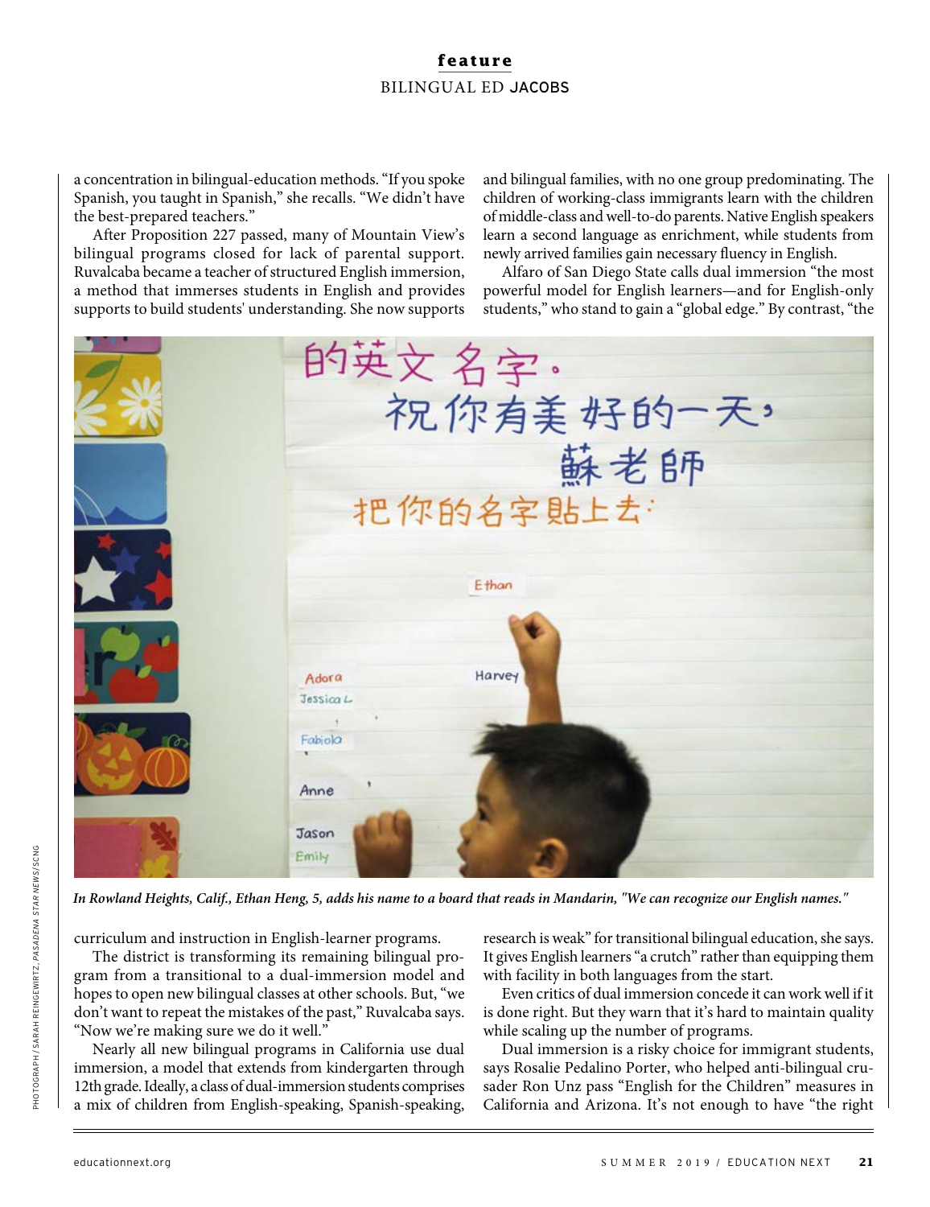a concentration in bilingual-education methods. "If you spoke Spanish, you taught in Spanish," she recalls. "We didn't have the best-prepared teachers."

After Proposition 227 passed, many of Mountain View's bilingual programs closed for lack of parental support. Ruvalcaba became a teacher of structured English immersion, a method that immerses students in English and provides supports to build students' understanding. She now supports curriculum and instruction in English-learner programs.

The district is transforming its remaining bilingual program from a transitional to a dual-immersion model and hopes to open new bilingual classes at other schools. But, "we don't want to repeat the mistakes of the past," Ruvalcaba says. "Now we're making sure we do it well."

Nearly all new bilingual programs in California use dual immersion, a model that extends from kindergarten through 12th grade. Ideally, a class of dual-immersion students comprises a mix of children from English-speaking, Spanish-speaking, and bilingual families, with no one group predominating. The children of working-class immigrants learn with the children of middle-class and well-to-do parents. Native English speakers learn a second language as enrichment, while students from newly arrived families gain necessary fluency in English.

Alfaro of San Diego State calls dual immersion "the most powerful model for English learners—and for English-only students," who stand to gain a "global edge." By contrast, "the research is weak" for transitional bilingual education, she says. It gives English learners "a crutch" rather than equipping them with facility in both languages from the start.

*In Rowland Heights, Calif., Ethan Heng, 5, adds his name to a board that reads in Mandarin, "We can recognize our English names."*

Even critics of dual immersion concede it can work well if it is done right. But they warn that it's hard to maintain quality while scaling up the number of programs.

Dual immersion is a risky choice for immigrant students, says Rosalie Pedalino Porter, who helped anti-bilingual crusader Ron Unz pass "English for the Children" measures in California and Arizona. It's not enough to have "the right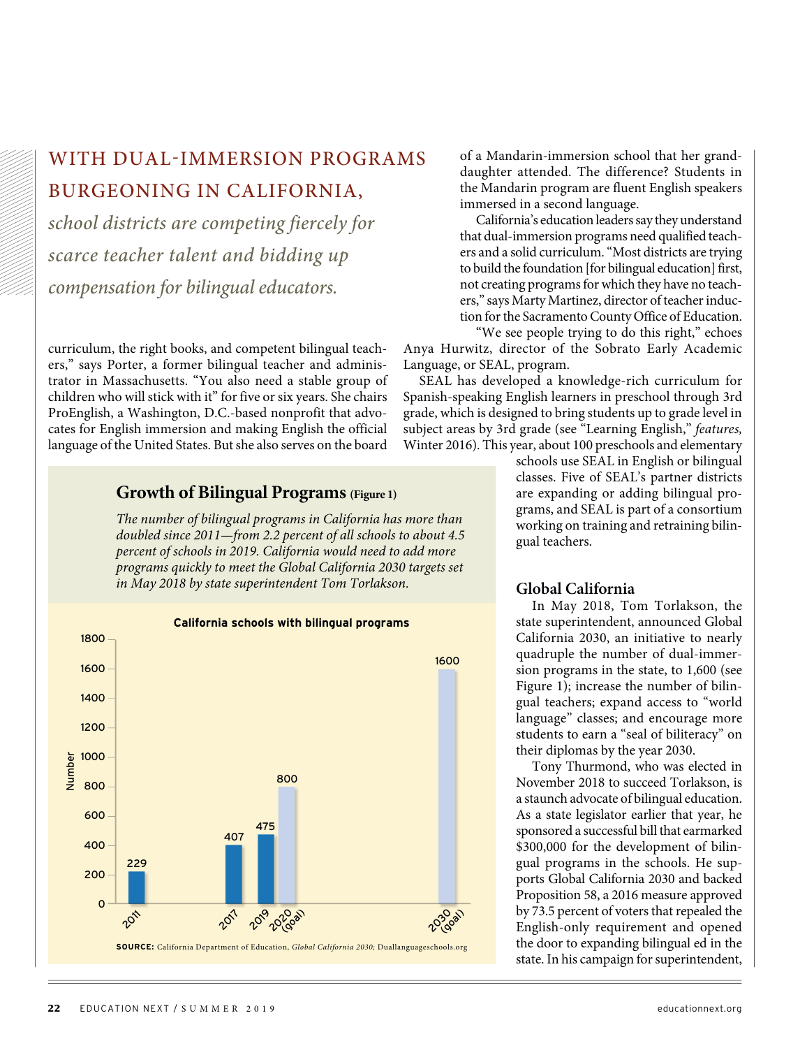**WITH DUAL-IMMERSION PROGRAMS BURGEONING IN CALIFORNIA,** *school districts are competing fiercely for scarce teacher talent and bidding up compensation for bilingual educators.*

curriculum, the right books, and competent bilingual teachers," says Porter, a former bilingual teacher and administrator in Massachusetts. "You also need a stable group of children who will stick with it" for five or six years. She chairs ProEnglish, a Washington, D.C.-based nonprofit that advocates for English immersion and making English the official language of the United States. But she also serves on the board of a Mandarin-immersion school that her granddaughter attended. The difference? Students in the Mandarin program are fluent English speakers immersed in a second language.

California's education leaders say they understand that dual-immersion programs need qualified teachers and a solid curriculum. "Most districts are trying to build the foundation [for bilingual education] first, not creating programs for which they have no teachers," says Marty Martinez, director of teacher induction for the Sacramento County Office of Education.

"We see people trying to do this right," echoes Anya Hurwitz, director of the Sobrato Early Academic Language, or SEAL, program.

SEAL has developed a knowledge-rich curriculum for Spanish-speaking English learners in preschool through 3rd grade, which is designed to bring students up to grade level in subject areas by 3rd grade (see "Learning English," *features,* Winter 2016). This year, about 100 preschools and elementary schools use SEAL in English or bilingual classes. Five of SEAL's partner districts are expanding or adding bilingual programs, and SEAL is part of a consortium working on training and retraining bilingual teachers.

### Growth of Bilingual Programs (Figure 1)

*The number of bilingual programs in California has more than doubled since 2011—from 2.2 percent of all schools to about 4.5 percent of schools in 2019. California would need to add more programs quickly to meet the Global California 2030 targets set in May 2018 by state superintendent Tom Torlakson.*

**California schools with bilingual programs**

| Year | Number |
|---|---|
| 2011 | 229 |
| 2017 | 407 |
| 2019 | 475 |
| 2020 (goal) | 800 |
| 2030 (goal) | 1600 |

**SOURCE:** California Department of Education, *Global California 2030*; Duallanguageschools.org

### Global California

In May 2018, Tom Torlakson, the state superintendent, announced Global California 2030, an initiative to nearly quadruple the number of dual-immersion programs in the state, to 1,600 (see Figure 1); increase the number of bilingual teachers; expand access to "world language" classes; and encourage more students to earn a "seal of biliteracy" on their diplomas by the year 2030.

Tony Thurmond, who was elected in November 2018 to succeed Torlakson, is a staunch advocate of bilingual education. As a state legislator earlier that year, he sponsored a successful bill that earmarked $300,000 for the development of bilingual programs in the schools. He supports Global California 2030 and backed Proposition 58, a 2016 measure approved by 73.5 percent of voters that repealed the English-only requirement and opened the door to expanding bilingual ed in the state. In his campaign for superintendent,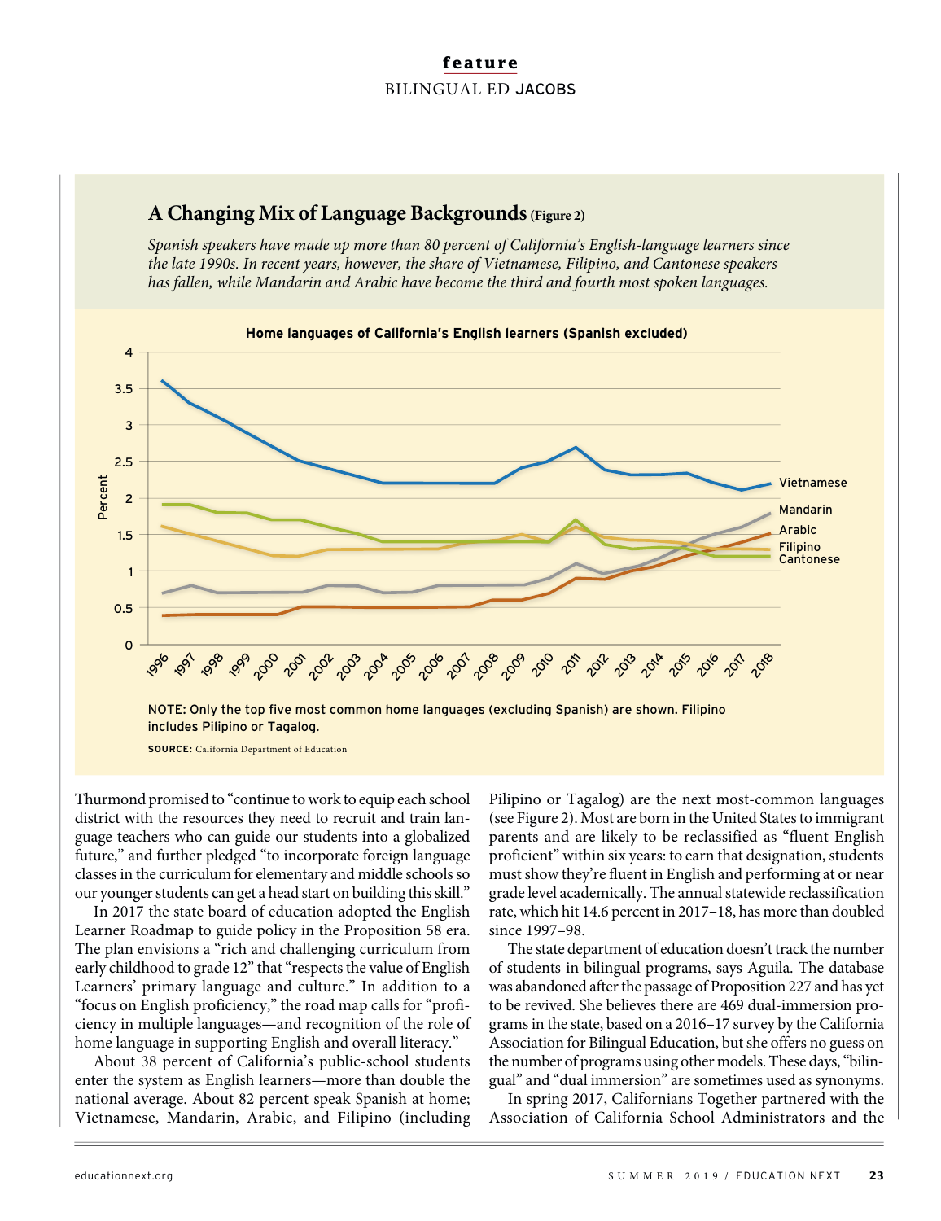## A Changing Mix of Language Backgrounds (Figure 2)

*Spanish speakers have made up more than 80 percent of California's English-language learners since the late 1990s. In recent years, however, the share of Vietnamese, Filipino, and Cantonese speakers has fallen, while Mandarin and Arabic have become the third and fourth most spoken languages.*

**Home languages of California's English learners (Spanish excluded)**

NOTE: Only the top five most common home languages (excluding Spanish) are shown. Filipino includes Pilipino or Tagalog.

**SOURCE:** California Department of Education

Thurmond promised to "continue to work to equip each school district with the resources they need to recruit and train language teachers who can guide our students into a globalized future," and further pledged "to incorporate foreign language classes in the curriculum for elementary and middle schools so our younger students can get a head start on building this skill."

In 2017 the state board of education adopted the English Learner Roadmap to guide policy in the Proposition 58 era. The plan envisions a "rich and challenging curriculum from early childhood to grade 12" that "respects the value of English Learners' primary language and culture." In addition to a "focus on English proficiency," the road map calls for "proficiency in multiple languages—and recognition of the role of home language in supporting English and overall literacy."

About 38 percent of California's public-school students enter the system as English learners—more than double the national average. About 82 percent speak Spanish at home; Vietnamese, Mandarin, Arabic, and Filipino (including Pilipino or Tagalog) are the next most-common languages (see Figure 2). Most are born in the United States to immigrant parents and are likely to be reclassified as "fluent English proficient" within six years: to earn that designation, students must show they're fluent in English and performing at or near grade level academically. The annual statewide reclassification rate, which hit 14.6 percent in 2017–18, has more than doubled since 1997–98.

The state department of education doesn't track the number of students in bilingual programs, says Aguila. The database was abandoned after the passage of Proposition 227 and has yet to be revived. She believes there are 469 dual-immersion programs in the state, based on a 2016–17 survey by the California Association for Bilingual Education, but she offers no guess on the number of programs using other models. These days, "bilingual" and "dual immersion" are sometimes used as synonyms.

In spring 2017, Californians Together partnered with the Association of California School Administrators and the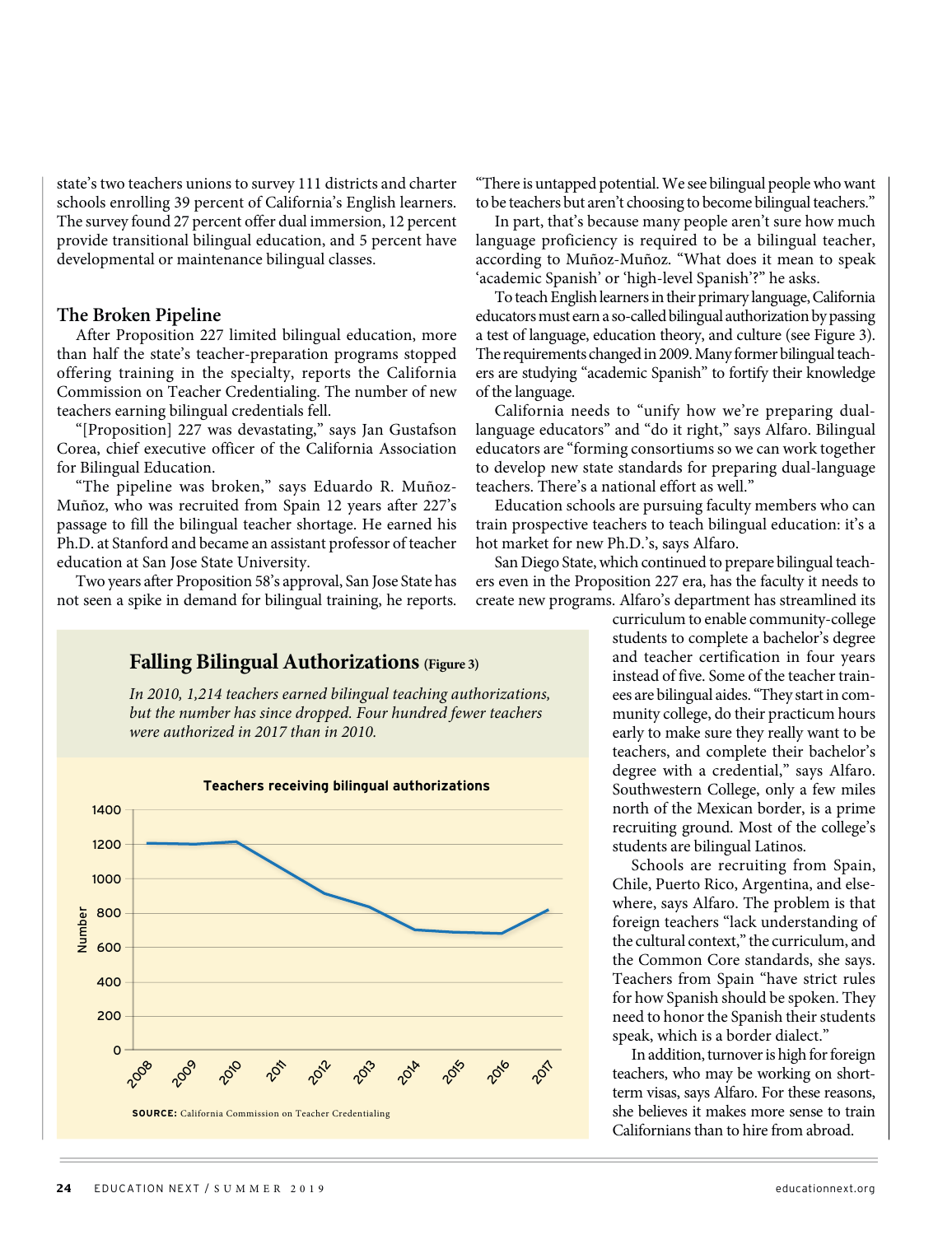state's two teachers unions to survey 111 districts and charter schools enrolling 39 percent of California's English learners. The survey found 27 percent offer dual immersion, 12 percent provide transitional bilingual education, and 5 percent have developmental or maintenance bilingual classes.

## The Broken Pipeline

After Proposition 227 limited bilingual education, more than half the state's teacher-preparation programs stopped offering training in the specialty, reports the California Commission on Teacher Credentialing. The number of new teachers earning bilingual credentials fell.

"[Proposition] 227 was devastating," says Jan Gustafson Corea, chief executive officer of the California Association for Bilingual Education.

"The pipeline was broken," says Eduardo R. Muñoz-Muñoz, who was recruited from Spain 12 years after 227's passage to fill the bilingual teacher shortage. He earned his Ph.D. at Stanford and became an assistant professor of teacher education at San Jose State University.

Two years after Proposition 58's approval, San Jose State has not seen a spike in demand for bilingual training, he reports. "There is untapped potential. We see bilingual people who want to be teachers but aren't choosing to become bilingual teachers."

In part, that's because many people aren't sure how much language proficiency is required to be a bilingual teacher, according to Muñoz-Muñoz. "What does it mean to speak 'academic Spanish' or 'high-level Spanish'?" he asks.

To teach English learners in their primary language, California educators must earn a so-called bilingual authorization by passing a test of language, education theory, and culture (see Figure 3). The requirements changed in 2009. Many former bilingual teachers are studying "academic Spanish" to fortify their knowledge of the language.

California needs to "unify how we're preparing dual-language educators" and "do it right," says Alfaro. Bilingual educators are "forming consortiums so we can work together to develop new state standards for preparing dual-language teachers. There's a national effort as well."

Education schools are pursuing faculty members who can train prospective teachers to teach bilingual education: it's a hot market for new Ph.D.'s, says Alfaro.

San Diego State, which continued to prepare bilingual teachers even in the Proposition 227 era, has the faculty it needs to create new programs. Alfaro's department has streamlined its curriculum to enable community-college students to complete a bachelor's degree and teacher certification in four years instead of five. Some of the teacher trainees are bilingual aides. "They start in community college, do their practicum hours early to make sure they really want to be teachers, and complete their bachelor's degree with a credential," says Alfaro. Southwestern College, only a few miles north of the Mexican border, is a prime recruiting ground. Most of the college's students are bilingual Latinos.

Schools are recruiting from Spain, Chile, Puerto Rico, Argentina, and elsewhere, says Alfaro. The problem is that foreign teachers "lack understanding of the cultural context," the curriculum, and the Common Core standards, she says. Teachers from Spain "have strict rules for how Spanish should be spoken. They need to honor the Spanish their students speak, which is a border dialect."

In addition, turnover is high for foreign teachers, who may be working on short-term visas, says Alfaro. For these reasons, she believes it makes more sense to train Californians than to hire from abroad.

### Falling Bilingual Authorizations (Figure 3)

*In 2010, 1,214 teachers earned bilingual teaching authorizations, but the number has since dropped. Four hundred fewer teachers were authorized in 2017 than in 2010.*

**Teachers receiving bilingual authorizations**

**SOURCE:** California Commission on Teacher Credentialing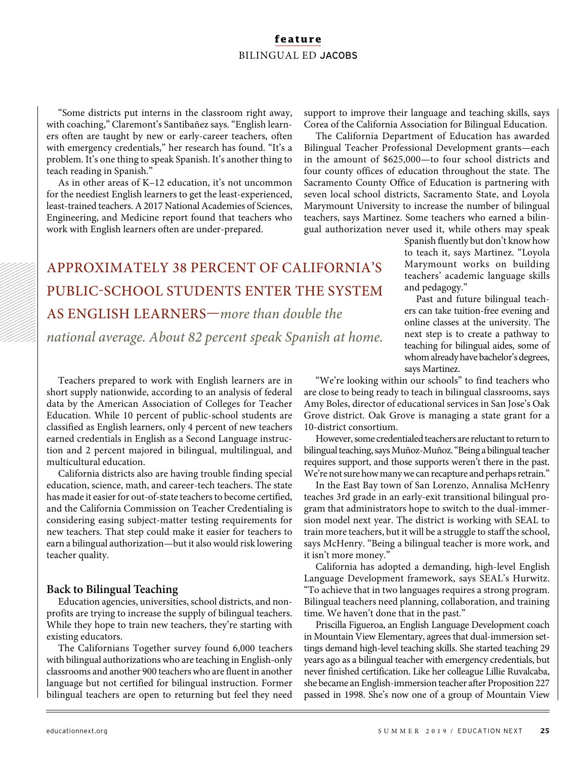"Some districts put interns in the classroom right away, with coaching," Claremont's Santibañez says. "English learners often are taught by new or early-career teachers, often with emergency credentials," her research has found. "It's a problem. It's one thing to speak Spanish. It's another thing to teach reading in Spanish."

As in other areas of K–12 education, it's not uncommon for the neediest English learners to get the least-experienced, least-trained teachers. A 2017 National Academies of Sciences, Engineering, and Medicine report found that teachers who work with English learners often are under-prepared.

APPROXIMATELY 38 PERCENT OF CALIFORNIA'S PUBLIC-SCHOOL STUDENTS ENTER THE SYSTEM AS ENGLISH LEARNERS—*more than double the national average. About 82 percent speak Spanish at home.*

Teachers prepared to work with English learners are in short supply nationwide, according to an analysis of federal data by the American Association of Colleges for Teacher Education. While 10 percent of public-school students are classified as English learners, only 4 percent of new teachers earned credentials in English as a Second Language instruction and 2 percent majored in bilingual, multilingual, and multicultural education.

California districts also are having trouble finding special education, science, math, and career-tech teachers. The state has made it easier for out-of-state teachers to become certified, and the California Commission on Teacher Credentialing is considering easing subject-matter testing requirements for new teachers. That step could make it easier for teachers to earn a bilingual authorization—but it also would risk lowering teacher quality.

### Back to Bilingual Teaching

Education agencies, universities, school districts, and nonprofits are trying to increase the supply of bilingual teachers. While they hope to train new teachers, they're starting with existing educators.

The Californians Together survey found 6,000 teachers with bilingual authorizations who are teaching in English-only classrooms and another 900 teachers who are fluent in another language but not certified for bilingual instruction. Former bilingual teachers are open to returning but feel they need support to improve their language and teaching skills, says Corea of the California Association for Bilingual Education.

The California Department of Education has awarded Bilingual Teacher Professional Development grants—each in the amount of $625,000—to four school districts and four county offices of education throughout the state. The Sacramento County Office of Education is partnering with seven local school districts, Sacramento State, and Loyola Marymount University to increase the number of bilingual teachers, says Martinez. Some teachers who earned a bilingual authorization never used it, while others may speak Spanish fluently but don't know how to teach it, says Martinez. "Loyola Marymount works on building teachers' academic language skills and pedagogy."

Past and future bilingual teachers can take tuition-free evening and online classes at the university. The next step is to create a pathway to teaching for bilingual aides, some of whom already have bachelor's degrees, says Martinez.

"We're looking within our schools" to find teachers who are close to being ready to teach in bilingual classrooms, says Amy Boles, director of educational services in San Jose's Oak Grove district. Oak Grove is managing a state grant for a 10-district consortium.

However, some credentialed teachers are reluctant to return to bilingual teaching, says Muñoz-Muñoz. "Being a bilingual teacher requires support, and those supports weren't there in the past. We're not sure how many we can recapture and perhaps retrain."

In the East Bay town of San Lorenzo, Annalisa McHenry teaches 3rd grade in an early-exit transitional bilingual program that administrators hope to switch to the dual-immersion model next year. The district is working with SEAL to train more teachers, but it will be a struggle to staff the school, says McHenry. "Being a bilingual teacher is more work, and it isn't more money."

California has adopted a demanding, high-level English Language Development framework, says SEAL's Hurwitz. "To achieve that in two languages requires a strong program. Bilingual teachers need planning, collaboration, and training time. We haven't done that in the past."

Priscilla Figueroa, an English Language Development coach in Mountain View Elementary, agrees that dual-immersion settings demand high-level teaching skills. She started teaching 29 years ago as a bilingual teacher with emergency credentials, but never finished certification. Like her colleague Lillie Ruvalcaba, she became an English-immersion teacher after Proposition 227 passed in 1998. She's now one of a group of Mountain View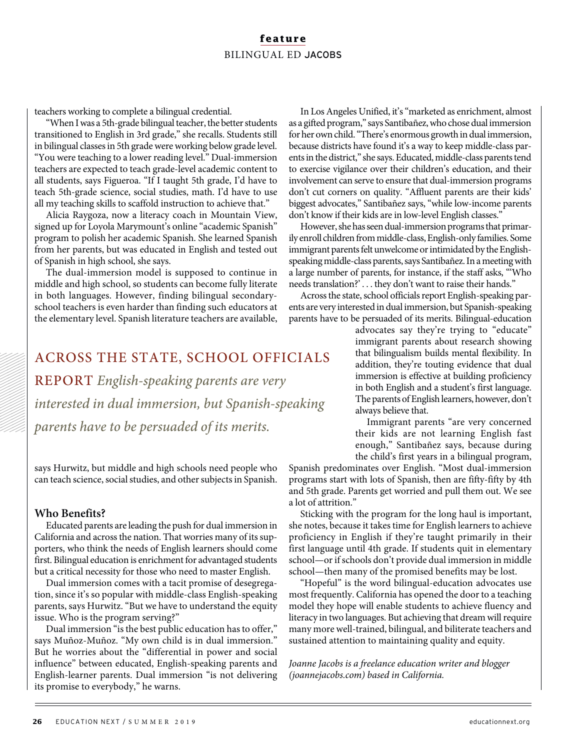teachers working to complete a bilingual credential.

"When I was a 5th-grade bilingual teacher, the better students transitioned to English in 3rd grade," she recalls. Students still in bilingual classes in 5th grade were working below grade level. "You were teaching to a lower reading level." Dual-immersion teachers are expected to teach grade-level academic content to all students, says Figueroa. "If I taught 5th grade, I'd have to teach 5th-grade science, social studies, math. I'd have to use all my teaching skills to scaffold instruction to achieve that."

Alicia Raygoza, now a literacy coach in Mountain View, signed up for Loyola Marymount's online "academic Spanish" program to polish her academic Spanish. She learned Spanish from her parents, but was educated in English and tested out of Spanish in high school, she says.

The dual-immersion model is supposed to continue in middle and high school, so students can become fully literate in both languages. However, finding bilingual secondary-school teachers is even harder than finding such educators at the elementary level. Spanish literature teachers are available, says Hurwitz, but middle and high schools need people who can teach science, social studies, and other subjects in Spanish.

> ACROSS THE STATE, SCHOOL OFFICIALS REPORT *English-speaking parents are very interested in dual immersion, but Spanish-speaking parents have to be persuaded of its merits.*

## Who Benefits?

Educated parents are leading the push for dual immersion in California and across the nation. That worries many of its supporters, who think the needs of English learners should come first. Bilingual education is enrichment for advantaged students but a critical necessity for those who need to master English.

Dual immersion comes with a tacit promise of desegregation, since it's so popular with middle-class English-speaking parents, says Hurwitz. "But we have to understand the equity issue. Who is the program serving?"

Dual immersion "is the best public education has to offer," says Muñoz-Muñoz. "My own child is in dual immersion." But he worries about the "differential in power and social influence" between educated, English-speaking parents and English-learner parents. Dual immersion "is not delivering its promise to everybody," he warns.

In Los Angeles Unified, it's "marketed as enrichment, almost as a gifted program," says Santibañez, who chose dual immersion for her own child. "There's enormous growth in dual immersion, because districts have found it's a way to keep middle-class parents in the district," she says. Educated, middle-class parents tend to exercise vigilance over their children's education, and their involvement can serve to ensure that dual-immersion programs don't cut corners on quality. "Affluent parents are their kids' biggest advocates," Santibañez says, "while low-income parents don't know if their kids are in low-level English classes."

However, she has seen dual-immersion programs that primarily enroll children from middle-class, English-only families. Some immigrant parents felt unwelcome or intimidated by the English-speaking middle-class parents, says Santibañez. In a meeting with a large number of parents, for instance, if the staff asks, "'Who needs translation?' . . . they don't want to raise their hands."

Across the state, school officials report English-speaking parents are very interested in dual immersion, but Spanish-speaking parents have to be persuaded of its merits. Bilingual-education advocates say they're trying to "educate" immigrant parents about research showing that bilingualism builds mental flexibility. In addition, they're touting evidence that dual immersion is effective at building proficiency in both English and a student's first language. The parents of English learners, however, don't always believe that.

Immigrant parents "are very concerned their kids are not learning English fast enough," Santibañez says, because during the child's first years in a bilingual program, Spanish predominates over English. "Most dual-immersion programs start with lots of Spanish, then are fifty-fifty by 4th and 5th grade. Parents get worried and pull them out. We see a lot of attrition."

Sticking with the program for the long haul is important, she notes, because it takes time for English learners to achieve proficiency in English if they're taught primarily in their first language until 4th grade. If students quit in elementary school—or if schools don't provide dual immersion in middle school—then many of the promised benefits may be lost.

"Hopeful" is the word bilingual-education advocates use most frequently. California has opened the door to a teaching model they hope will enable students to achieve fluency and literacy in two languages. But achieving that dream will require many more well-trained, bilingual, and biliterate teachers and sustained attention to maintaining quality and equity.

*Joanne Jacobs is a freelance education writer and blogger (joannejacobs.com) based in California.*